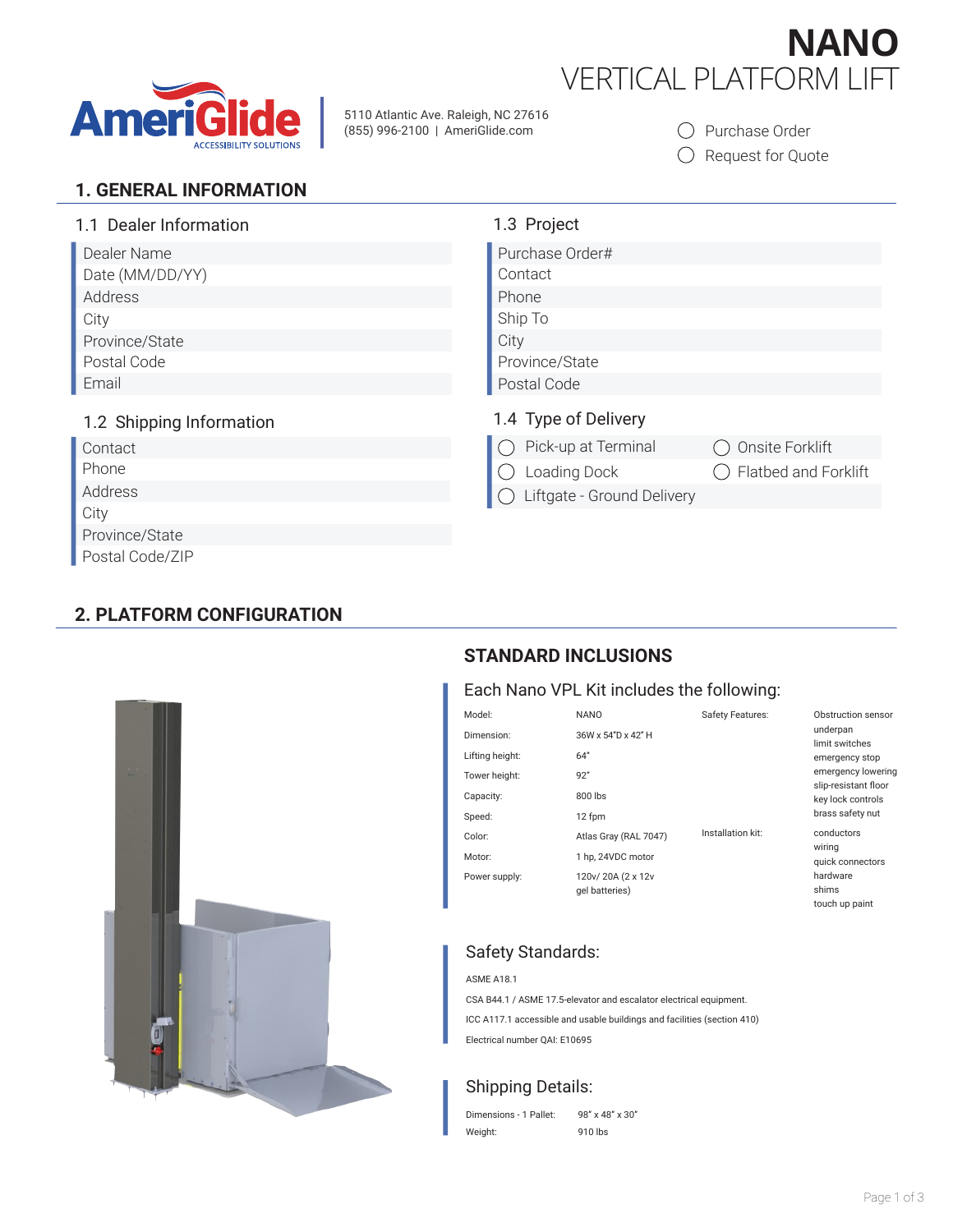# NANO
## VERTICAL PLATFORM LIFT

**AmeriGlide** ACCESSIBILITY SOLUTIONS

5110 Atlantic Ave. Raleigh, NC 27616
(855) 996-2100 | AmeriGlide.com

◯ Purchase Order
◯ Request for Quote

## 1. GENERAL INFORMATION

### 1.1 Dealer Information

- Dealer Name
- Date (MM/DD/YY)
- Address
- City
- Province/State
- Postal Code
- Email

### 1.2 Shipping Information

- Contact
- Phone
- Address
- City
- Province/State
- Postal Code/ZIP

### 1.3 Project

- Purchase Order#
- Contact
- Phone
- Ship To
- City
- Province/State
- Postal Code

### 1.4 Type of Delivery

◯ Pick-up at Terminal
◯ Onsite Forklift
◯ Loading Dock
◯ Flatbed and Forklift
◯ Liftgate - Ground Delivery

## 2. PLATFORM CONFIGURATION

### STANDARD INCLUSIONS

#### Each Nano VPL Kit includes the following:

| | |
|---|---|
| Model: | NANO |
| Dimension: | 36W x 54"D x 42" H |
| Lifting height: | 64" |
| Tower height: | 92" |
| Capacity: | 800 lbs |
| Speed: | 12 fpm |
| Color: | Atlas Gray (RAL 7047) |
| Motor: | 1 hp, 24VDC motor |
| Power supply: | 120v/ 20A (2 x 12v gel batteries) |

| | |
|---|---|
| Safety Features: | Obstruction sensor<br>underpan<br>limit switches<br>emergency stop<br>emergency lowering<br>slip-resistant floor<br>key lock controls<br>brass safety nut |
| Installation kit: | conductors<br>wiring<br>quick connectors<br>hardware<br>shims<br>touch up paint |

#### Safety Standards:

ASME A18.1

CSA B44.1 / ASME 17.5-elevator and escalator electrical equipment.

ICC A117.1 accessible and usable buildings and facilities (section 410)

Electrical number QAI: E10695

#### Shipping Details:

| | |
|---|---|
| Dimensions - 1 Pallet: | 98" x 48" x 30" |
| Weight: | 910 lbs |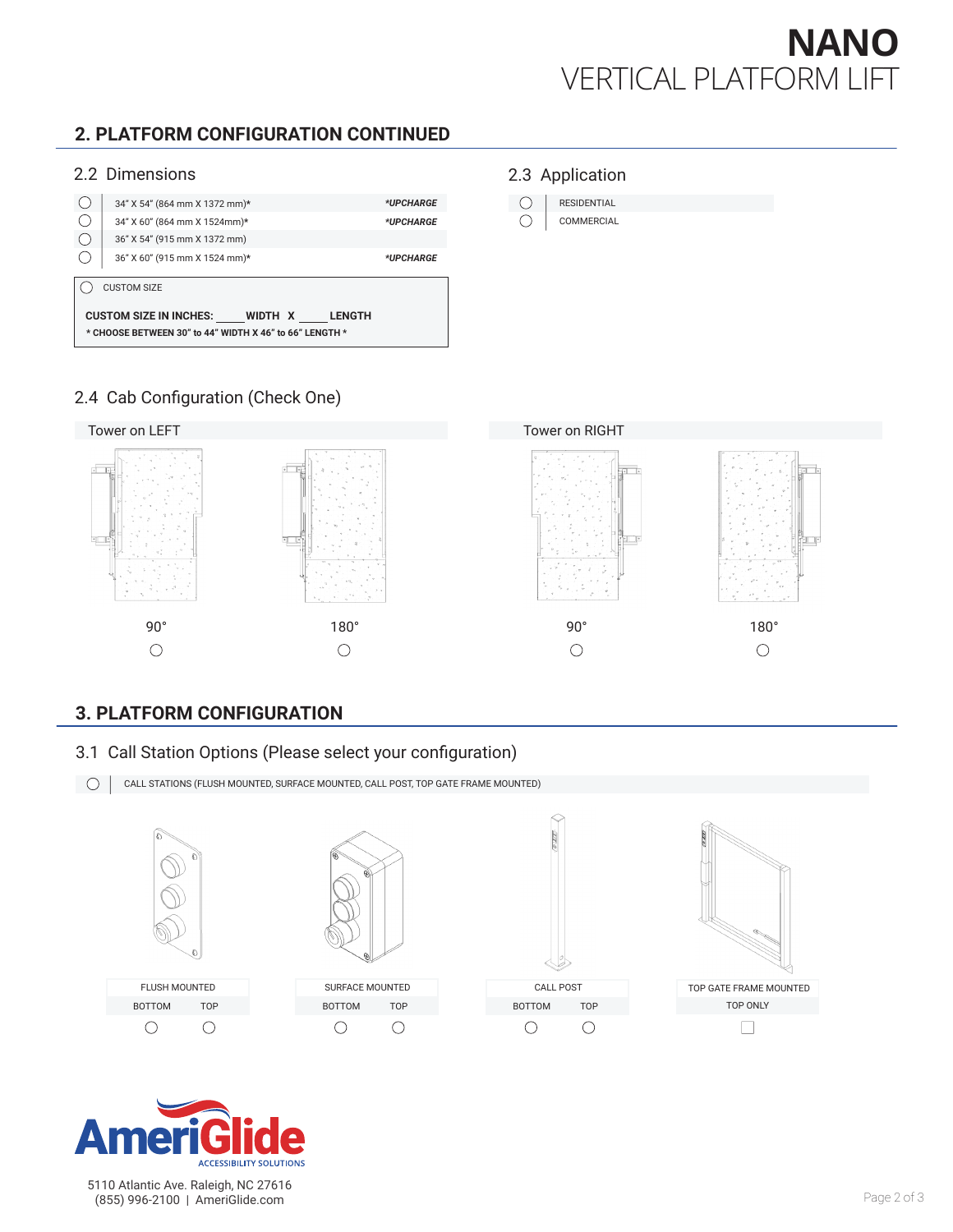# NANO
VERTICAL PLATFORM LIFT

## 2. PLATFORM CONFIGURATION CONTINUED

### 2.2 Dimensions

| | | |
|---|---|---|
| ◯ | 34" X 54" (864 mm X 1372 mm)* | *UPCHARGE |
| ◯ | 34" X 60" (864 mm X 1524mm)* | *UPCHARGE |
| ◯ | 36" X 54" (915 mm X 1372 mm) | |
| ◯ | 36" X 60" (915 mm X 1524 mm)* | *UPCHARGE |

◯ CUSTOM SIZE

**CUSTOM SIZE IN INCHES: _____ WIDTH X _____ LENGTH**

*** CHOOSE BETWEEN 30" to 44" WIDTH X 46" to 66" LENGTH ***

### 2.3 Application

| | |
|---|---|
| ◯ | RESIDENTIAL |
| ◯ | COMMERCIAL |

### 2.4 Cab Configuration (Check One)

**Tower on LEFT**

| 90° | 180° |
|---|---|
| ◯ | ◯ |

**Tower on RIGHT**

| 90° | 180° |
|---|---|
| ◯ | ◯ |

## 3. PLATFORM CONFIGURATION

### 3.1 Call Station Options (Please select your configuration)

◯ CALL STATIONS (FLUSH MOUNTED, SURFACE MOUNTED, CALL POST, TOP GATE FRAME MOUNTED)

| FLUSH MOUNTED | | SURFACE MOUNTED | | CALL POST | | TOP GATE FRAME MOUNTED |
|---|---|---|---|---|---|---|
| BOTTOM | TOP | BOTTOM | TOP | BOTTOM | TOP | TOP ONLY |
| ◯ | ◯ | ◯ | ◯ | ◯ | ◯ | ☐ |

AmeriGlide ACCESSIBILITY SOLUTIONS

5110 Atlantic Ave. Raleigh, NC 27616
(855) 996-2100 | AmeriGlide.com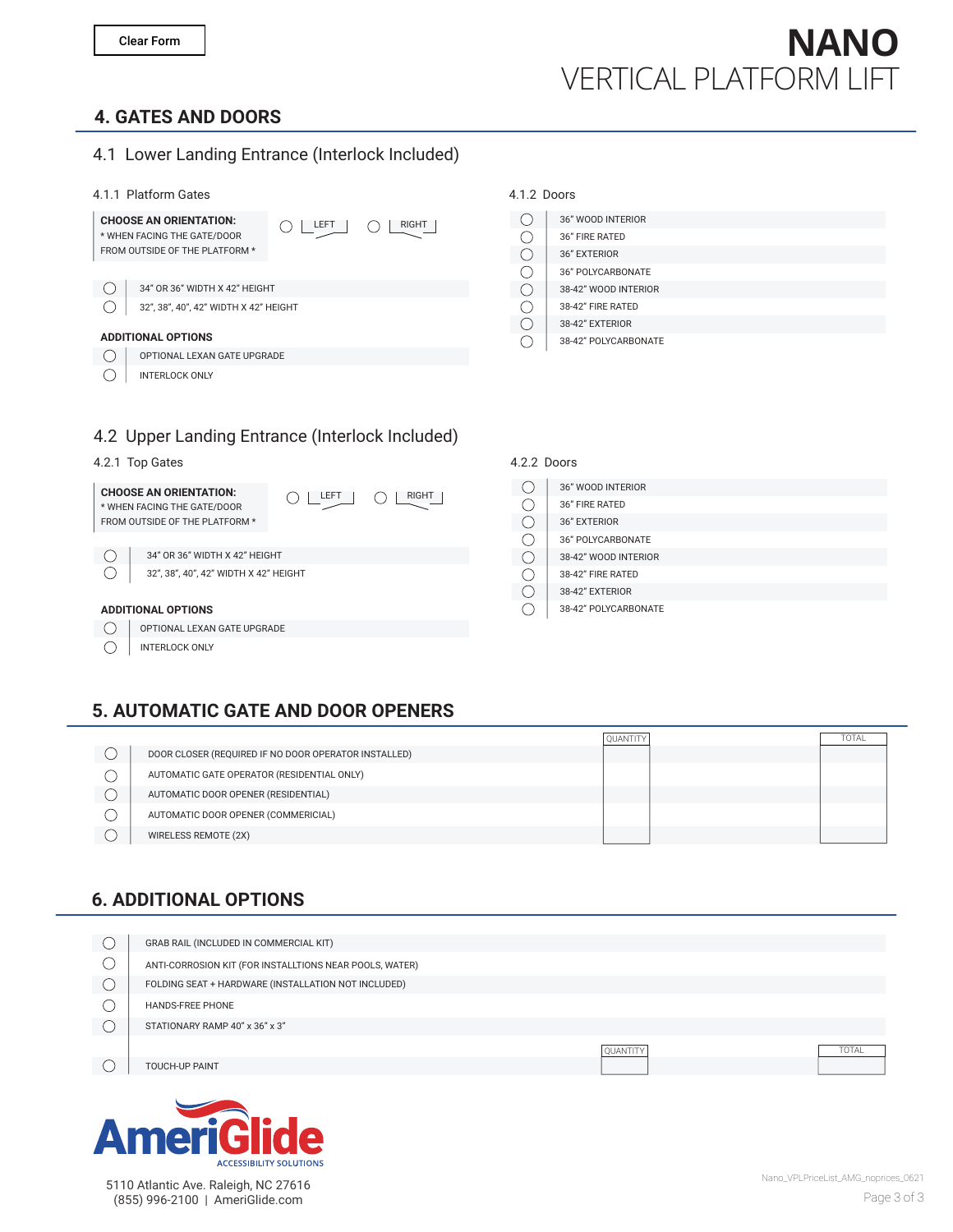Clear Form

# NANO
VERTICAL PLATFORM LIFT

## 4. GATES AND DOORS

### 4.1 Lower Landing Entrance (Interlock Included)

#### 4.1.1 Platform Gates

**CHOOSE AN ORIENTATION:**
* WHEN FACING THE GATE/DOOR FROM OUTSIDE OF THE PLATFORM *

○ LEFT ○ RIGHT

- ○ 34" OR 36" WIDTH X 42" HEIGHT
- ○ 32", 38", 40", 42" WIDTH X 42" HEIGHT

**ADDITIONAL OPTIONS**

- ○ OPTIONAL LEXAN GATE UPGRADE
- ○ INTERLOCK ONLY

#### 4.1.2 Doors

- ○ 36" WOOD INTERIOR
- ○ 36" FIRE RATED
- ○ 36" EXTERIOR
- ○ 36" POLYCARBONATE
- ○ 38-42" WOOD INTERIOR
- ○ 38-42" FIRE RATED
- ○ 38-42" EXTERIOR
- ○ 38-42" POLYCARBONATE

### 4.2 Upper Landing Entrance (Interlock Included)

#### 4.2.1 Top Gates

**CHOOSE AN ORIENTATION:**
* WHEN FACING THE GATE/DOOR FROM OUTSIDE OF THE PLATFORM *

○ LEFT ○ RIGHT

- ○ 34" OR 36" WIDTH X 42" HEIGHT
- ○ 32", 38", 40", 42" WIDTH X 42" HEIGHT

**ADDITIONAL OPTIONS**

- ○ OPTIONAL LEXAN GATE UPGRADE
- ○ INTERLOCK ONLY

#### 4.2.2 Doors

- ○ 36" WOOD INTERIOR
- ○ 36" FIRE RATED
- ○ 36" EXTERIOR
- ○ 36" POLYCARBONATE
- ○ 38-42" WOOD INTERIOR
- ○ 38-42" FIRE RATED
- ○ 38-42" EXTERIOR
- ○ 38-42" POLYCARBONATE

## 5. AUTOMATIC GATE AND DOOR OPENERS

| | | QUANTITY | TOTAL |
|---|---|---|---|
| ○ | DOOR CLOSER (REQUIRED IF NO DOOR OPERATOR INSTALLED) | | |
| ○ | AUTOMATIC GATE OPERATOR (RESIDENTIAL ONLY) | | |
| ○ | AUTOMATIC DOOR OPENER (RESIDENTIAL) | | |
| ○ | AUTOMATIC DOOR OPENER (COMMERICIAL) | | |
| ○ | WIRELESS REMOTE (2X) | | |

## 6. ADDITIONAL OPTIONS

| | | QUANTITY | TOTAL |
|---|---|---|---|
| ○ | GRAB RAIL (INCLUDED IN COMMERCIAL KIT) | | |
| ○ | ANTI-CORROSION KIT (FOR INSTALLTIONS NEAR POOLS, WATER) | | |
| ○ | FOLDING SEAT + HARDWARE (INSTALLATION NOT INCLUDED) | | |
| ○ | HANDS-FREE PHONE | | |
| ○ | STATIONARY RAMP 40" x 36" x 3" | | |
| ○ | TOUCH-UP PAINT | | |

AmeriGlide
ACCESSIBILITY SOLUTIONS

5110 Atlantic Ave. Raleigh, NC 27616
(855) 996-2100 | AmeriGlide.com

Nano_VPLPriceList_AMG_noprices_0621